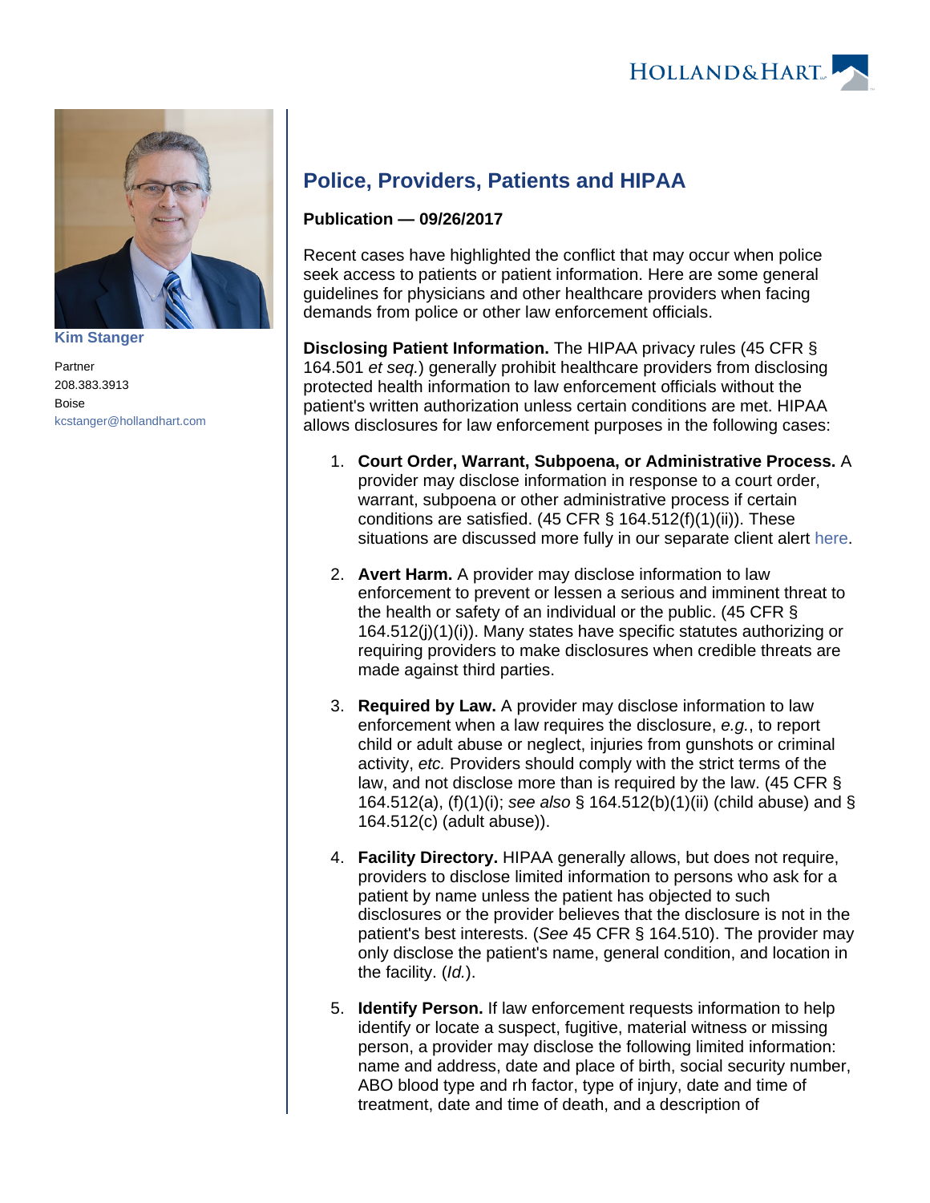Kim Stanger

Partner
208.383.3913
Boise
kcstanger@hollandhart.com

# Police, Providers, Patients and HIPAA

**Publication — 09/26/2017**

Recent cases have highlighted the conflict that may occur when police seek access to patients or patient information. Here are some general guidelines for physicians and other healthcare providers when facing demands from police or other law enforcement officials.

**Disclosing Patient Information.** The HIPAA privacy rules (45 CFR § 164.501 *et seq.*) generally prohibit healthcare providers from disclosing protected health information to law enforcement officials without the patient's written authorization unless certain conditions are met. HIPAA allows disclosures for law enforcement purposes in the following cases:

1. **Court Order, Warrant, Subpoena, or Administrative Process.** A provider may disclose information in response to a court order, warrant, subpoena or other administrative process if certain conditions are satisfied. (45 CFR § 164.512(f)(1)(ii)). These situations are discussed more fully in our separate client alert here.

2. **Avert Harm.** A provider may disclose information to law enforcement to prevent or lessen a serious and imminent threat to the health or safety of an individual or the public. (45 CFR § 164.512(j)(1)(i)). Many states have specific statutes authorizing or requiring providers to make disclosures when credible threats are made against third parties.

3. **Required by Law.** A provider may disclose information to law enforcement when a law requires the disclosure, *e.g.*, to report child or adult abuse or neglect, injuries from gunshots or criminal activity, *etc.* Providers should comply with the strict terms of the law, and not disclose more than is required by the law. (45 CFR § 164.512(a), (f)(1)(i); *see also* § 164.512(b)(1)(ii) (child abuse) and § 164.512(c) (adult abuse)).

4. **Facility Directory.** HIPAA generally allows, but does not require, providers to disclose limited information to persons who ask for a patient by name unless the patient has objected to such disclosures or the provider believes that the disclosure is not in the patient's best interests. (*See* 45 CFR § 164.510). The provider may only disclose the patient's name, general condition, and location in the facility. (*Id.*).

5. **Identify Person.** If law enforcement requests information to help identify or locate a suspect, fugitive, material witness or missing person, a provider may disclose the following limited information: name and address, date and place of birth, social security number, ABO blood type and rh factor, type of injury, date and time of treatment, date and time of death, and a description of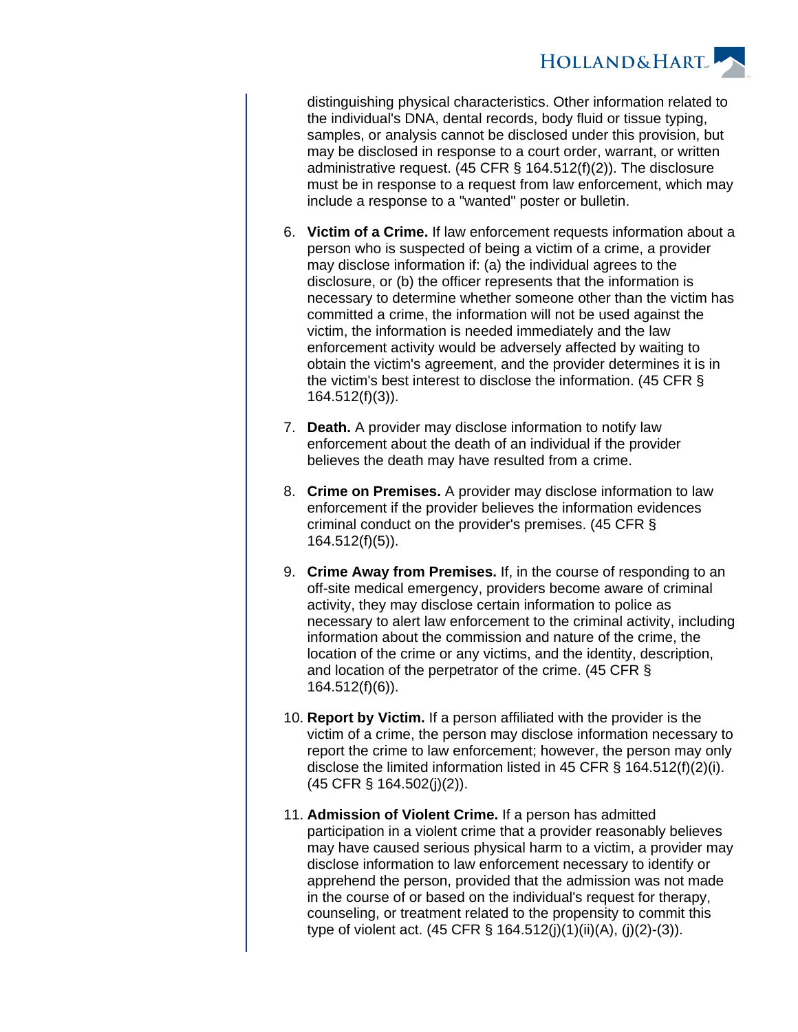distinguishing physical characteristics. Other information related to the individual's DNA, dental records, body fluid or tissue typing, samples, or analysis cannot be disclosed under this provision, but may be disclosed in response to a court order, warrant, or written administrative request. (45 CFR § 164.512(f)(2)). The disclosure must be in response to a request from law enforcement, which may include a response to a "wanted" poster or bulletin.

6. **Victim of a Crime.** If law enforcement requests information about a person who is suspected of being a victim of a crime, a provider may disclose information if: (a) the individual agrees to the disclosure, or (b) the officer represents that the information is necessary to determine whether someone other than the victim has committed a crime, the information will not be used against the victim, the information is needed immediately and the law enforcement activity would be adversely affected by waiting to obtain the victim's agreement, and the provider determines it is in the victim's best interest to disclose the information. (45 CFR § 164.512(f)(3)).

7. **Death.** A provider may disclose information to notify law enforcement about the death of an individual if the provider believes the death may have resulted from a crime.

8. **Crime on Premises.** A provider may disclose information to law enforcement if the provider believes the information evidences criminal conduct on the provider's premises. (45 CFR § 164.512(f)(5)).

9. **Crime Away from Premises.** If, in the course of responding to an off-site medical emergency, providers become aware of criminal activity, they may disclose certain information to police as necessary to alert law enforcement to the criminal activity, including information about the commission and nature of the crime, the location of the crime or any victims, and the identity, description, and location of the perpetrator of the crime. (45 CFR § 164.512(f)(6)).

10. **Report by Victim.** If a person affiliated with the provider is the victim of a crime, the person may disclose information necessary to report the crime to law enforcement; however, the person may only disclose the limited information listed in 45 CFR § 164.512(f)(2)(i). (45 CFR § 164.502(j)(2)).

11. **Admission of Violent Crime.** If a person has admitted participation in a violent crime that a provider reasonably believes may have caused serious physical harm to a victim, a provider may disclose information to law enforcement necessary to identify or apprehend the person, provided that the admission was not made in the course of or based on the individual's request for therapy, counseling, or treatment related to the propensity to commit this type of violent act. (45 CFR § 164.512(j)(1)(ii)(A), (j)(2)-(3)).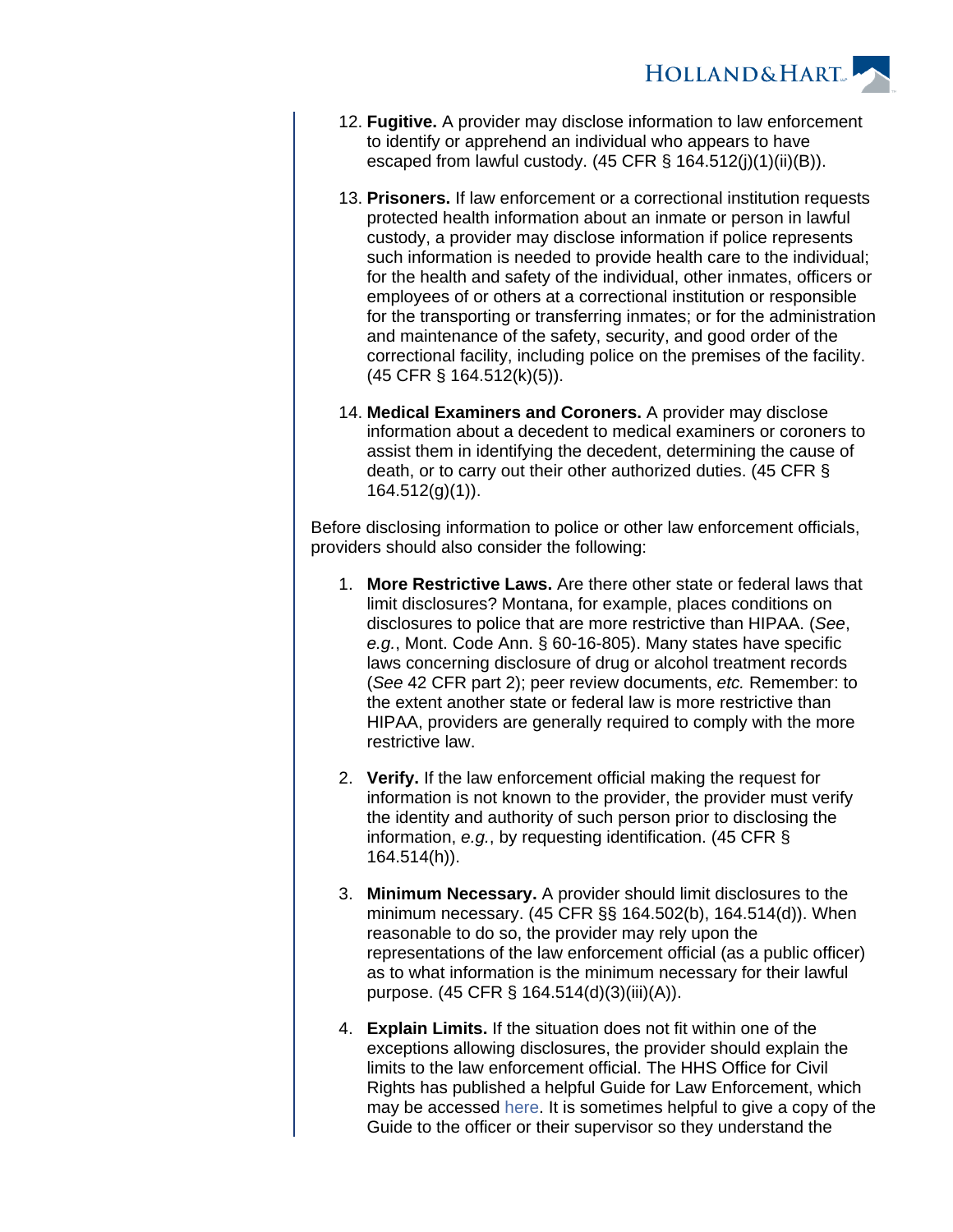12. **Fugitive.** A provider may disclose information to law enforcement to identify or apprehend an individual who appears to have escaped from lawful custody. (45 CFR § 164.512(j)(1)(ii)(B)).

13. **Prisoners.** If law enforcement or a correctional institution requests protected health information about an inmate or person in lawful custody, a provider may disclose information if police represents such information is needed to provide health care to the individual; for the health and safety of the individual, other inmates, officers or employees of or others at a correctional institution or responsible for the transporting or transferring inmates; or for the administration and maintenance of the safety, security, and good order of the correctional facility, including police on the premises of the facility. (45 CFR § 164.512(k)(5)).

14. **Medical Examiners and Coroners.** A provider may disclose information about a decedent to medical examiners or coroners to assist them in identifying the decedent, determining the cause of death, or to carry out their other authorized duties. (45 CFR § 164.512(g)(1)).

Before disclosing information to police or other law enforcement officials, providers should also consider the following:

1. **More Restrictive Laws.** Are there other state or federal laws that limit disclosures? Montana, for example, places conditions on disclosures to police that are more restrictive than HIPAA. (*See*, *e.g.*, Mont. Code Ann. § 60-16-805). Many states have specific laws concerning disclosure of drug or alcohol treatment records (*See* 42 CFR part 2); peer review documents, *etc.* Remember: to the extent another state or federal law is more restrictive than HIPAA, providers are generally required to comply with the more restrictive law.

2. **Verify.** If the law enforcement official making the request for information is not known to the provider, the provider must verify the identity and authority of such person prior to disclosing the information, *e.g.*, by requesting identification. (45 CFR § 164.514(h)).

3. **Minimum Necessary.** A provider should limit disclosures to the minimum necessary. (45 CFR §§ 164.502(b), 164.514(d)). When reasonable to do so, the provider may rely upon the representations of the law enforcement official (as a public officer) as to what information is the minimum necessary for their lawful purpose. (45 CFR § 164.514(d)(3)(iii)(A)).

4. **Explain Limits.** If the situation does not fit within one of the exceptions allowing disclosures, the provider should explain the limits to the law enforcement official. The HHS Office for Civil Rights has published a helpful Guide for Law Enforcement, which may be accessed here. It is sometimes helpful to give a copy of the Guide to the officer or their supervisor so they understand the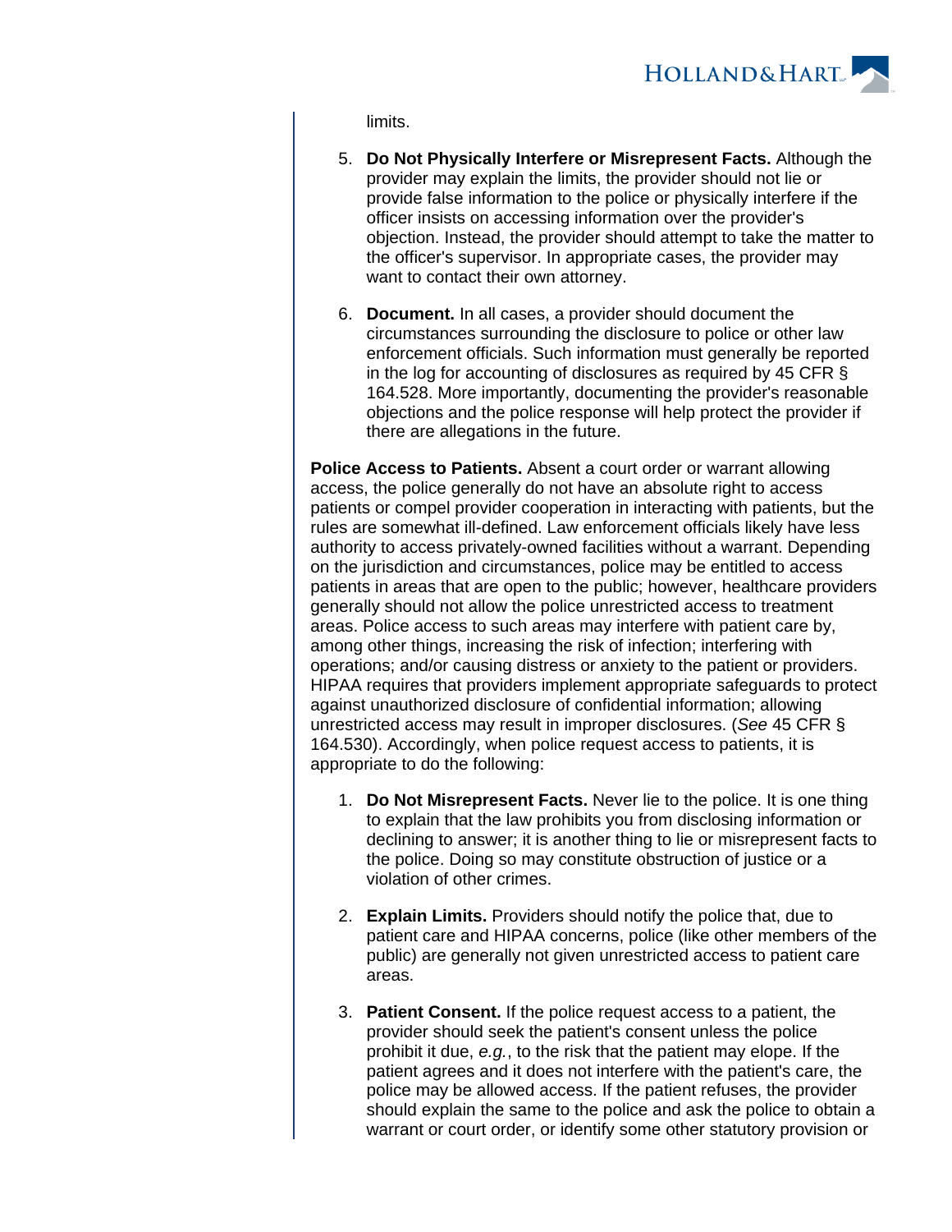limits.

5. **Do Not Physically Interfere or Misrepresent Facts.** Although the provider may explain the limits, the provider should not lie or provide false information to the police or physically interfere if the officer insists on accessing information over the provider's objection. Instead, the provider should attempt to take the matter to the officer's supervisor. In appropriate cases, the provider may want to contact their own attorney.

6. **Document.** In all cases, a provider should document the circumstances surrounding the disclosure to police or other law enforcement officials. Such information must generally be reported in the log for accounting of disclosures as required by 45 CFR § 164.528. More importantly, documenting the provider's reasonable objections and the police response will help protect the provider if there are allegations in the future.

**Police Access to Patients.** Absent a court order or warrant allowing access, the police generally do not have an absolute right to access patients or compel provider cooperation in interacting with patients, but the rules are somewhat ill-defined. Law enforcement officials likely have less authority to access privately-owned facilities without a warrant. Depending on the jurisdiction and circumstances, police may be entitled to access patients in areas that are open to the public; however, healthcare providers generally should not allow the police unrestricted access to treatment areas. Police access to such areas may interfere with patient care by, among other things, increasing the risk of infection; interfering with operations; and/or causing distress or anxiety to the patient or providers. HIPAA requires that providers implement appropriate safeguards to protect against unauthorized disclosure of confidential information; allowing unrestricted access may result in improper disclosures. (*See* 45 CFR § 164.530). Accordingly, when police request access to patients, it is appropriate to do the following:

1. **Do Not Misrepresent Facts.** Never lie to the police. It is one thing to explain that the law prohibits you from disclosing information or declining to answer; it is another thing to lie or misrepresent facts to the police. Doing so may constitute obstruction of justice or a violation of other crimes.

2. **Explain Limits.** Providers should notify the police that, due to patient care and HIPAA concerns, police (like other members of the public) are generally not given unrestricted access to patient care areas.

3. **Patient Consent.** If the police request access to a patient, the provider should seek the patient's consent unless the police prohibit it due, *e.g.*, to the risk that the patient may elope. If the patient agrees and it does not interfere with the patient's care, the police may be allowed access. If the patient refuses, the provider should explain the same to the police and ask the police to obtain a warrant or court order, or identify some other statutory provision or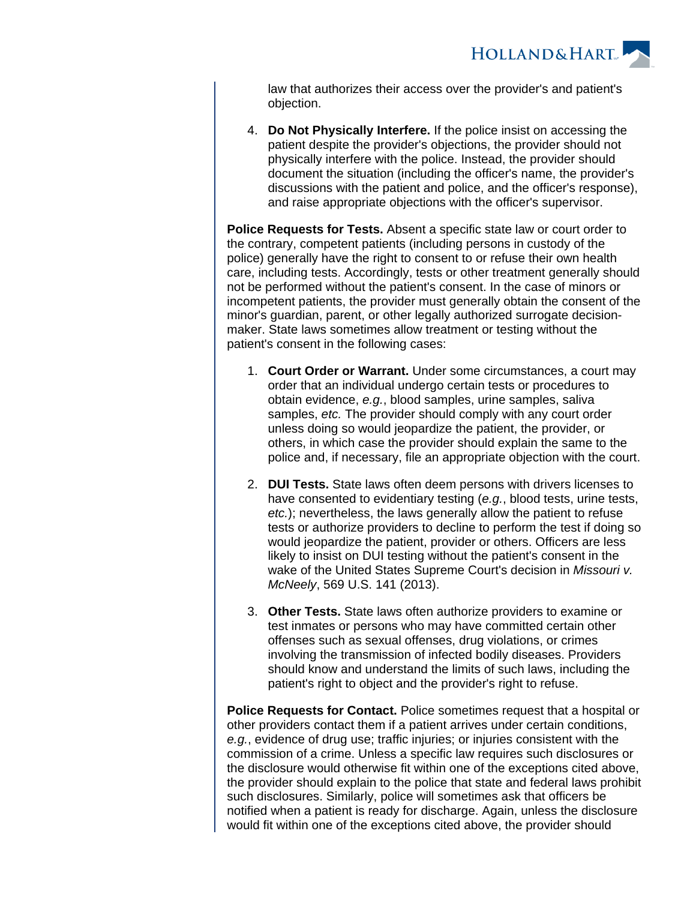law that authorizes their access over the provider's and patient's objection.

4. **Do Not Physically Interfere.** If the police insist on accessing the patient despite the provider's objections, the provider should not physically interfere with the police. Instead, the provider should document the situation (including the officer's name, the provider's discussions with the patient and police, and the officer's response), and raise appropriate objections with the officer's supervisor.

**Police Requests for Tests.** Absent a specific state law or court order to the contrary, competent patients (including persons in custody of the police) generally have the right to consent to or refuse their own health care, including tests. Accordingly, tests or other treatment generally should not be performed without the patient's consent. In the case of minors or incompetent patients, the provider must generally obtain the consent of the minor's guardian, parent, or other legally authorized surrogate decision-maker. State laws sometimes allow treatment or testing without the patient's consent in the following cases:

1. **Court Order or Warrant.** Under some circumstances, a court may order that an individual undergo certain tests or procedures to obtain evidence, *e.g.*, blood samples, urine samples, saliva samples, *etc.* The provider should comply with any court order unless doing so would jeopardize the patient, the provider, or others, in which case the provider should explain the same to the police and, if necessary, file an appropriate objection with the court.

2. **DUI Tests.** State laws often deem persons with drivers licenses to have consented to evidentiary testing (*e.g.*, blood tests, urine tests, *etc.*); nevertheless, the laws generally allow the patient to refuse tests or authorize providers to decline to perform the test if doing so would jeopardize the patient, provider or others. Officers are less likely to insist on DUI testing without the patient's consent in the wake of the United States Supreme Court's decision in *Missouri v. McNeely*, 569 U.S. 141 (2013).

3. **Other Tests.** State laws often authorize providers to examine or test inmates or persons who may have committed certain other offenses such as sexual offenses, drug violations, or crimes involving the transmission of infected bodily diseases. Providers should know and understand the limits of such laws, including the patient's right to object and the provider's right to refuse.

**Police Requests for Contact.** Police sometimes request that a hospital or other providers contact them if a patient arrives under certain conditions, *e.g.*, evidence of drug use; traffic injuries; or injuries consistent with the commission of a crime. Unless a specific law requires such disclosures or the disclosure would otherwise fit within one of the exceptions cited above, the provider should explain to the police that state and federal laws prohibit such disclosures. Similarly, police will sometimes ask that officers be notified when a patient is ready for discharge. Again, unless the disclosure would fit within one of the exceptions cited above, the provider should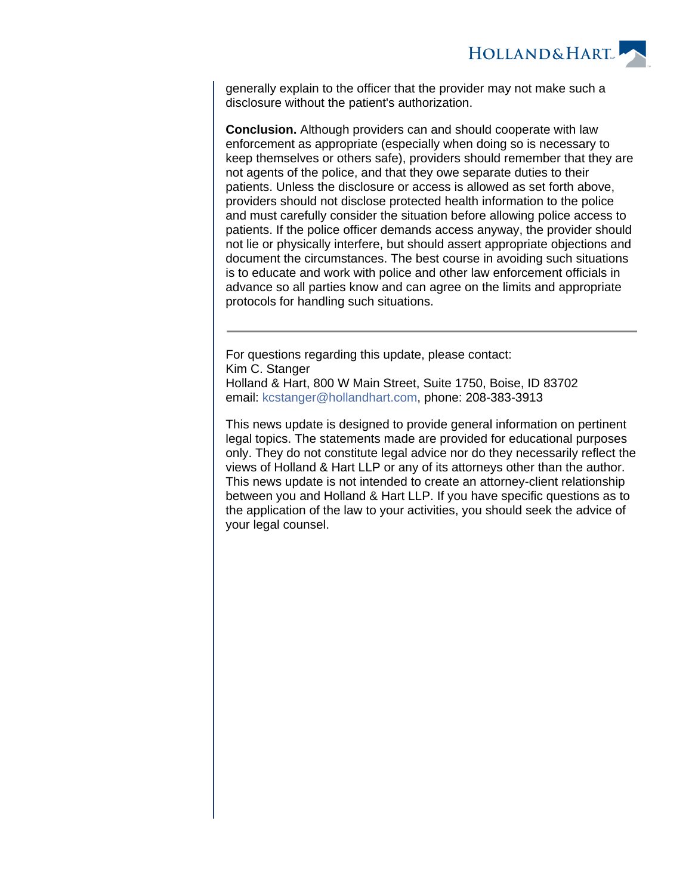generally explain to the officer that the provider may not make such a disclosure without the patient's authorization.

**Conclusion.** Although providers can and should cooperate with law enforcement as appropriate (especially when doing so is necessary to keep themselves or others safe), providers should remember that they are not agents of the police, and that they owe separate duties to their patients. Unless the disclosure or access is allowed as set forth above, providers should not disclose protected health information to the police and must carefully consider the situation before allowing police access to patients. If the police officer demands access anyway, the provider should not lie or physically interfere, but should assert appropriate objections and document the circumstances. The best course in avoiding such situations is to educate and work with police and other law enforcement officials in advance so all parties know and can agree on the limits and appropriate protocols for handling such situations.

---

For questions regarding this update, please contact:
Kim C. Stanger
Holland & Hart, 800 W Main Street, Suite 1750, Boise, ID 83702
email: kcstanger@hollandhart.com, phone: 208-383-3913

This news update is designed to provide general information on pertinent legal topics. The statements made are provided for educational purposes only. They do not constitute legal advice nor do they necessarily reflect the views of Holland & Hart LLP or any of its attorneys other than the author. This news update is not intended to create an attorney-client relationship between you and Holland & Hart LLP. If you have specific questions as to the application of the law to your activities, you should seek the advice of your legal counsel.